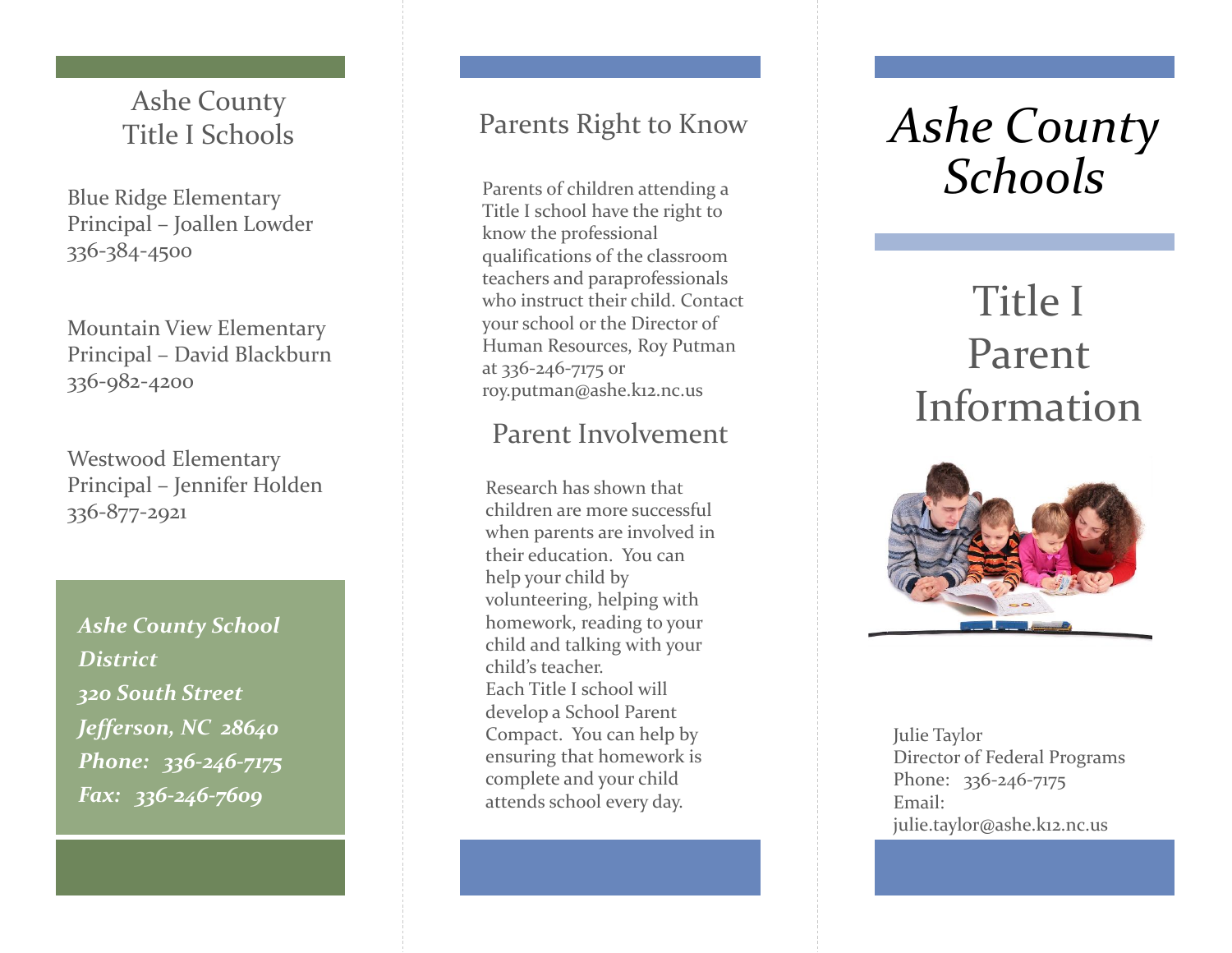## Ashe County Title I Schools

Blue Ridge Elementary
Principal – Joallen Lowder
336-384-4500

Mountain View Elementary
Principal – David Blackburn
336-982-4200

Westwood Elementary
Principal – Jennifer Holden
336-877-2921

***Ashe County School District***
***320 South Street***
***Jefferson, NC 28640***
***Phone: 336-246-7175***
***Fax: 336-246-7609***

## Parents Right to Know

Parents of children attending a Title I school have the right to know the professional qualifications of the classroom teachers and paraprofessionals who instruct their child. Contact your school or the Director of Human Resources, Roy Putman at 336-246-7175 or roy.putman@ashe.k12.nc.us

## Parent Involvement

Research has shown that children are more successful when parents are involved in their education. You can help your child by volunteering, helping with homework, reading to your child and talking with your child's teacher.
Each Title I school will develop a School Parent Compact. You can help by ensuring that homework is complete and your child attends school every day.

# *Ashe County Schools*

# Title I Parent Information

Julie Taylor
Director of Federal Programs
Phone: 336-246-7175
Email:
julie.taylor@ashe.k12.nc.us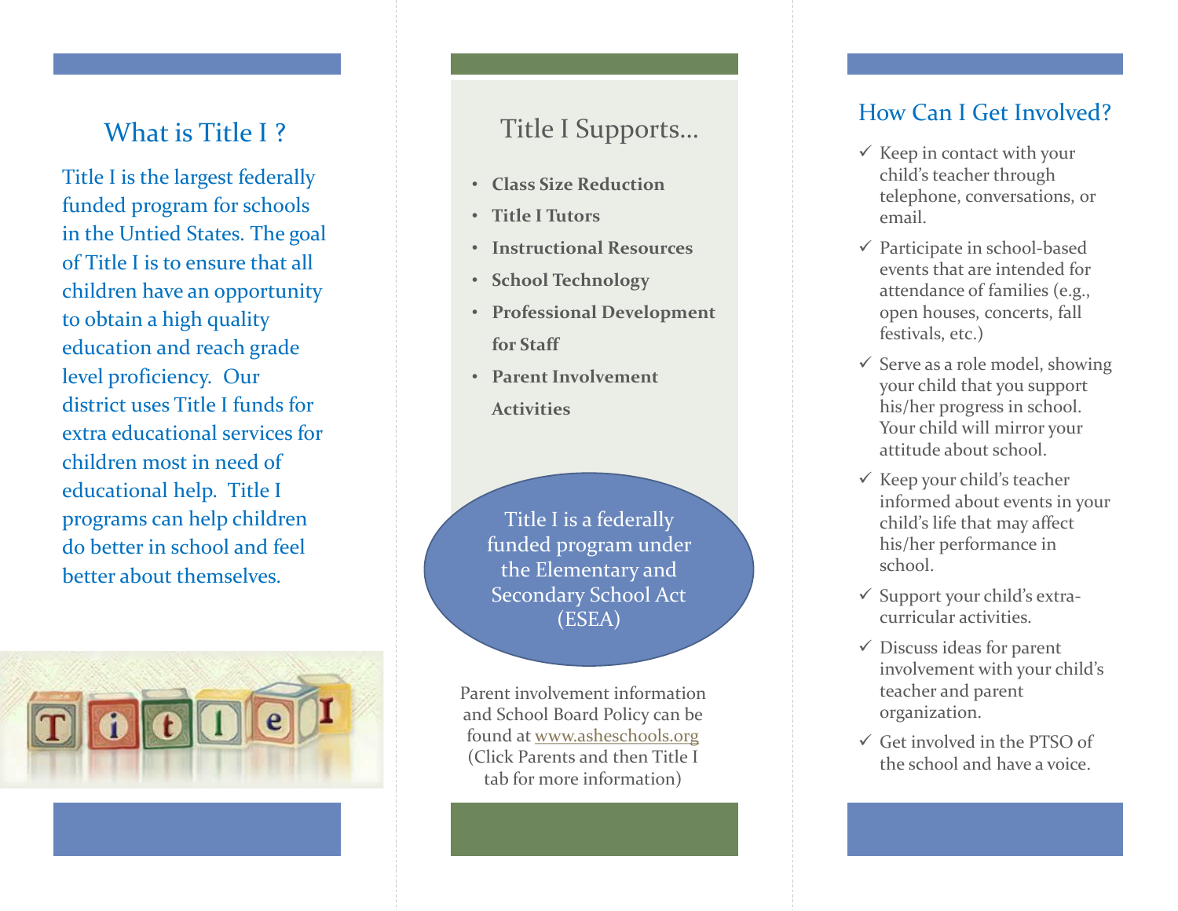## What is Title I ?

Title I is the largest federally funded program for schools in the Untied States. The goal of Title I is to ensure that all children have an opportunity to obtain a high quality education and reach grade level proficiency. Our district uses Title I funds for extra educational services for children most in need of educational help. Title I programs can help children do better in school and feel better about themselves.

## Title I Supports...

- **Class Size Reduction**
- **Title I Tutors**
- **Instructional Resources**
- **School Technology**
- **Professional Development for Staff**
- **Parent Involvement Activities**

Title I is a federally funded program under the Elementary and Secondary School Act (ESEA)

Parent involvement information and School Board Policy can be found at www.asheschools.org (Click Parents and then Title I tab for more information)

## How Can I Get Involved?

- ✓ Keep in contact with your child's teacher through telephone, conversations, or email.
- ✓ Participate in school-based events that are intended for attendance of families (e.g., open houses, concerts, fall festivals, etc.)
- ✓ Serve as a role model, showing your child that you support his/her progress in school. Your child will mirror your attitude about school.
- ✓ Keep your child's teacher informed about events in your child's life that may affect his/her performance in school.
- ✓ Support your child's extra-curricular activities.
- ✓ Discuss ideas for parent involvement with your child's teacher and parent organization.
- ✓ Get involved in the PTSO of the school and have a voice.